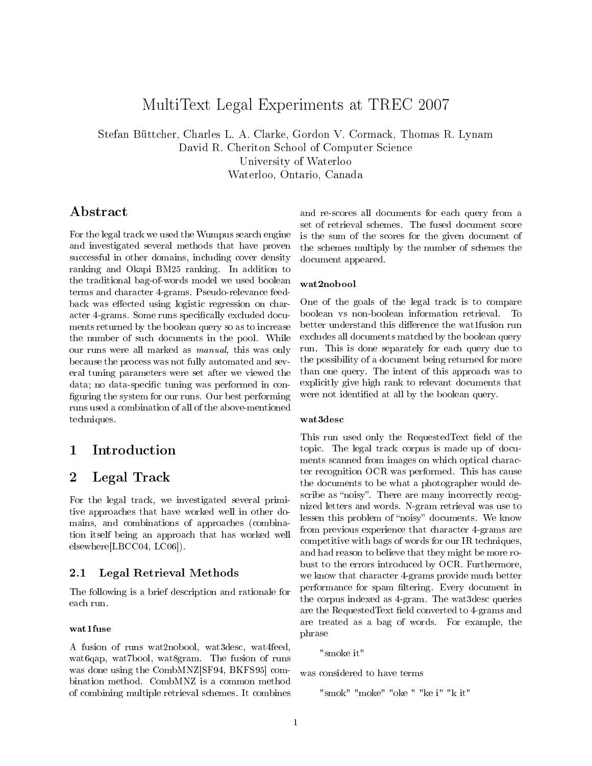# MultiText Legal Experiments at TREC 2007

Stefan Büttcher, Charles L. A. Clarke, Gordon V. Cormack, Thomas R. Lynam
David R. Cheriton School of Computer Science
University of Waterloo
Waterloo, Ontario, Canada

## Abstract

For the legal track we used the Wumpus search engine and investigated several methods that have proven successful in other domains, including cover density ranking and Okapi BM25 ranking. In addition to the traditional bag-of-words model we used boolean terms and character 4-grams. Pseudo-relevance feedback was effected using logistic regression on character 4-grams. Some runs specifically excluded documents returned by the boolean query so as to increase the number of such documents in the pool. While our runs were all marked as *manual*, this was only because the process was not fully automated and several tuning parameters were set after we viewed the data; no data-specific tuning was performed in configuring the system for our runs. Our best performing runs used a combination of all of the above-mentioned techniques.

## 1 Introduction

## 2 Legal Track

For the legal track, we investigated several primitive approaches that have worked well in other domains, and combinations of approaches (combination itself being an approach that has worked well elsewhere[LBCC04, LC06]).

### 2.1 Legal Retrieval Methods

The following is a brief description and rationale for each run.

#### wat1fuse

A fusion of runs wat2nobool, wat3desc, wat4feed, wat6qap, wat7bool, wat8gram. The fusion of runs was done using the CombMNZ[SF94, BKFS95] combination method. CombMNZ is a common method of combining multiple retrieval schemes. It combines and re-scores all documents for each query from a set of retrieval schemes. The fused document score is the sum of the scores for the given document of the schemes multiply by the number of schemes the document appeared.

#### wat2nobool

One of the goals of the legal track is to compare boolean vs non-boolean information retrieval. To better understand this difference the wat1fusion run excludes all documents matched by the boolean query run. This is done separately for each query due to the possibility of a document being returned for more than one query. The intent of this approach was to explicitly give high rank to relevant documents that were not identified at all by the boolean query.

#### wat3desc

This run used only the RequestedText field of the topic. The legal track corpus is made up of documents scanned from images on which optical character recognition OCR was performed. This has cause the documents to be what a photographer would describe as "noisy". There are many incorrectly recognized letters and words. N-gram retrieval was use to lessen this problem of "noisy" documents. We know from previous experience that character 4-grams are competitive with bags of words for our IR techniques, and had reason to believe that they might be more robust to the errors introduced by OCR. Furthermore, we know that character 4-grams provide much better performance for spam filtering. Every document in the corpus indexed as 4-gram. The wat3desc queries are the RequestedText field converted to 4-grams and are treated as a bag of words. For example, the phrase

"smoke it"

was considered to have terms

"smok" "moke" "oke " "ke i" "k it"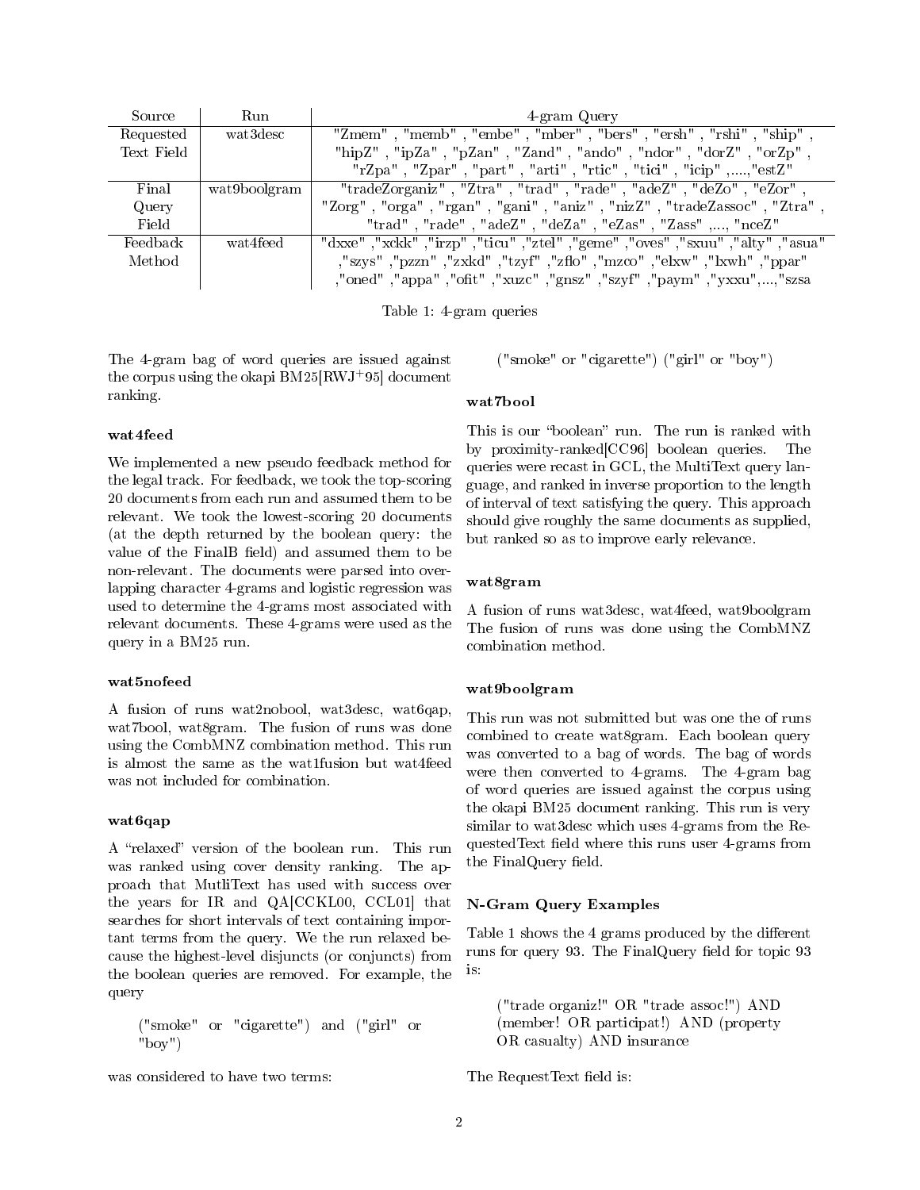| Source | Run | 4-gram Query |
|---|---|---|
| Requested Text Field | wat3desc | "Zmem" , "memb" , "embe" , "mber" , "bers" , "ersh" , "rshi" , "ship" , "hipZ" , "ipZa" , "pZan" , "Zand" , "ando" , "ndor" , "dorZ" , "orZp" , "rZpa" , "Zpar" , "part" , "arti" , "rtic" , "tici" , "icip" ,....,"estZ" |
| Final Query Field | wat9boolgram | "tradeZorganiz" , "Ztra" , "trad" , "rade" , "adeZ" , "deZo" , "eZor" , "Zorg" , "orga" , "rgan" , "gani" , "aniz" , "nizZ" , "tradeZassoc" , "Ztra" , "trad" , "rade" , "adeZ" , "deZa" , "eZas" , "Zass" ,..., "nceZ" |
| Feedback Method | wat4feed | "dxxe" ,"xckk" ,"irzp" ,"ticu" ,"ztel" ,"geme" ,"oves" ,"sxuu" ,"alty" ,"asua" ,"szys" ,"pzzn" ,"zxkd" ,"tzyf" ,"zflo" ,"mzco" ,"elxw" ,"lxwh" ,"ppar" ,"oned" ,"appa" ,"ofit" ,"xuzc" ,"gnsz" ,"szyf" ,"paym" ,"yxxu",...,"szsa |

Table 1: 4-gram queries

The 4-gram bag of word queries are issued against the corpus using the okapi BM25[RWJ+95] document ranking.

### wat4feed

We implemented a new pseudo feedback method for the legal track. For feedback, we took the top-scoring 20 documents from each run and assumed them to be relevant. We took the lowest-scoring 20 documents (at the depth returned by the boolean query: the value of the FinalB field) and assumed them to be non-relevant. The documents were parsed into overlapping character 4-grams and logistic regression was used to determine the 4-grams most associated with relevant documents. These 4-grams were used as the query in a BM25 run.

### wat5nofeed

A fusion of runs wat2nobool, wat3desc, wat6qap, wat7bool, wat8gram. The fusion of runs was done using the CombMNZ combination method. This run is almost the same as the wat1fusion but wat4feed was not included for combination.

### wat6qap

A "relaxed" version of the boolean run. This run was ranked using cover density ranking. The approach that MutliText has used with success over the years for IR and QA[CCKL00, CCL01] that searches for short intervals of text containing important terms from the query. We the run relaxed because the highest-level disjuncts (or conjuncts) from the boolean queries are removed. For example, the query

("smoke" or "cigarette") and ("girl" or "boy")

was considered to have two terms:

("smoke" or "cigarette") ("girl" or "boy")

### wat7bool

This is our "boolean" run. The run is ranked with by proximity-ranked[CC96] boolean queries. The queries were recast in GCL, the MultiText query language, and ranked in inverse proportion to the length of interval of text satisfying the query. This approach should give roughly the same documents as supplied, but ranked so as to improve early relevance.

### wat8gram

A fusion of runs wat3desc, wat4feed, wat9boolgram The fusion of runs was done using the CombMNZ combination method.

### wat9boolgram

This run was not submitted but was one the of runs combined to create wat8gram. Each boolean query was converted to a bag of words. The bag of words were then converted to 4-grams. The 4-gram bag of word queries are issued against the corpus using the okapi BM25 document ranking. This run is very similar to wat3desc which uses 4-grams from the RequestedText field where this runs user 4-grams from the FinalQuery field.

### N-Gram Query Examples

Table 1 shows the 4 grams produced by the different runs for query 93. The FinalQuery field for topic 93 is:

("trade organiz!" OR "trade assoc!") AND (member! OR participat!) AND (property OR casualty) AND insurance

The RequestText field is: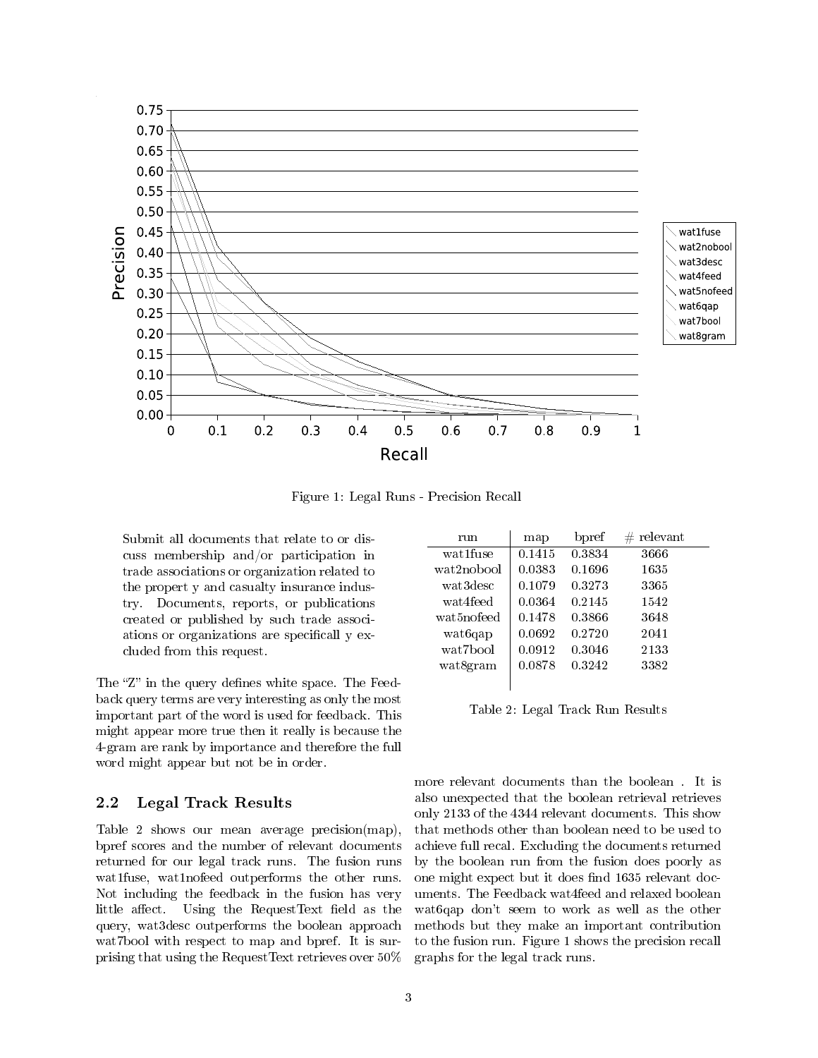Figure 1: Legal Runs - Precision Recall

> Submit all documents that relate to or discuss membership and/or participation in trade associations or organization related to the propert y and casualty insurance industry. Documents, reports, or publications created or published by such trade associations or organizations are specificall y excluded from this request.

The "Z" in the query defines white space. The Feedback query terms are very interesting as only the most important part of the word is used for feedback. This might appear more true then it really is because the 4-gram are rank by importance and therefore the full word might appear but not be in order.

| run | map | bpref | # relevant |
|---|---|---|---|
| wat1fuse | 0.1415 | 0.3834 | 3666 |
| wat2nobool | 0.0383 | 0.1696 | 1635 |
| wat3desc | 0.1079 | 0.3273 | 3365 |
| wat4feed | 0.0364 | 0.2145 | 1542 |
| wat5nofeed | 0.1478 | 0.3866 | 3648 |
| wat6qap | 0.0692 | 0.2720 | 2041 |
| wat7bool | 0.0912 | 0.3046 | 2133 |
| wat8gram | 0.0878 | 0.3242 | 3382 |

Table 2: Legal Track Run Results

## 2.2 Legal Track Results

Table 2 shows our mean average precision(map), bpref scores and the number of relevant documents returned for our legal track runs. The fusion runs wat1fuse, wat1nofeed outperforms the other runs. Not including the feedback in the fusion has very little affect. Using the RequestText field as the query, wat3desc outperforms the boolean approach wat7bool with respect to map and bpref. It is surprising that using the RequestText retrieves over 50% more relevant documents than the boolean . It is also unexpected that the boolean retrieval retrieves only 2133 of the 4344 relevant documents. This show that methods other than boolean need to be used to achieve full recal. Excluding the documents returned by the boolean run from the fusion does poorly as one might expect but it does find 1635 relevant documents. The Feedback wat4feed and relaxed boolean wat6qap don't seem to work as well as the other methods but they make an important contribution to the fusion run. Figure 1 shows the precision recall graphs for the legal track runs.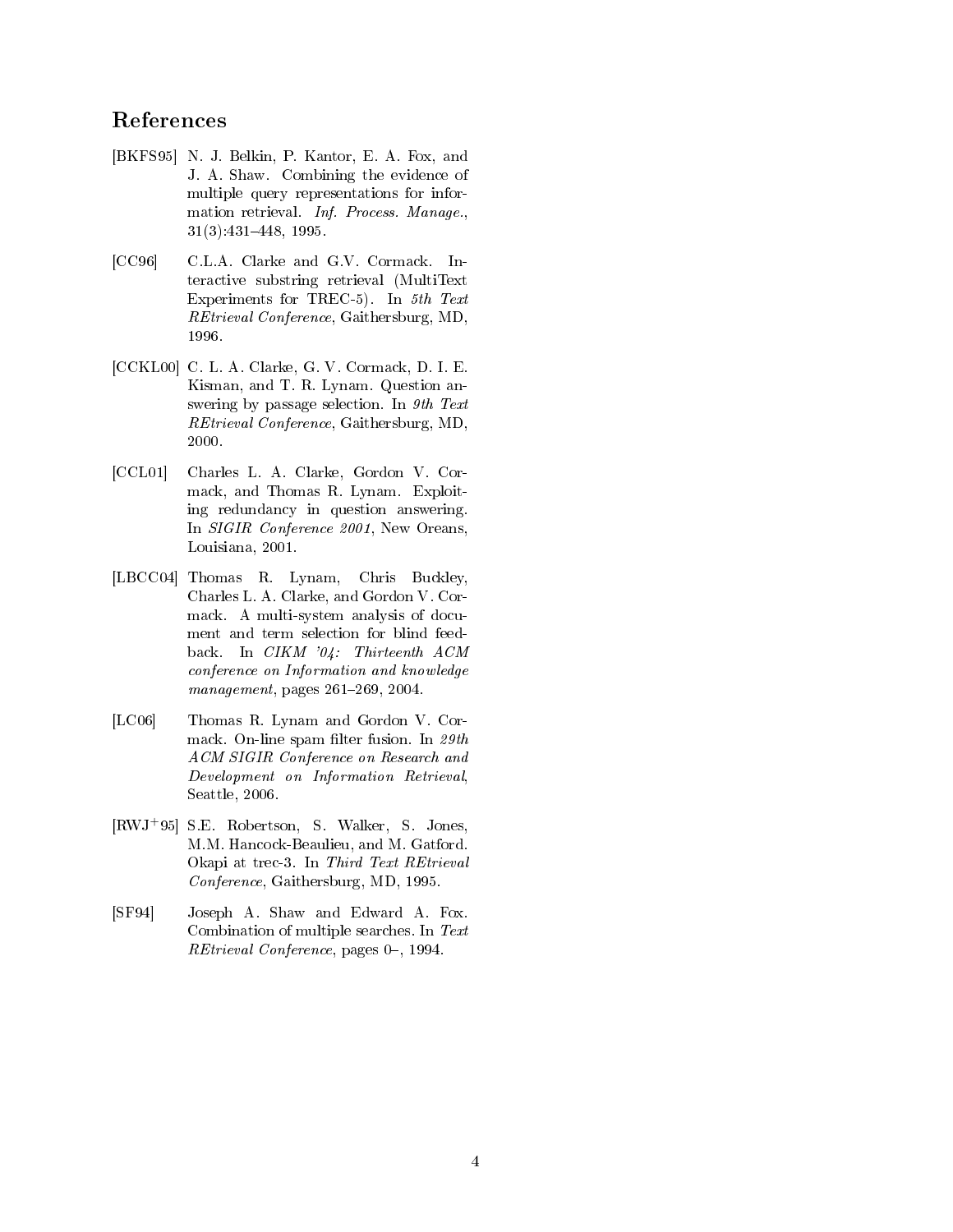## References

[BKFS95] N. J. Belkin, P. Kantor, E. A. Fox, and J. A. Shaw. Combining the evidence of multiple query representations for information retrieval. *Inf. Process. Manage.*, 31(3):431–448, 1995.

[CC96] C.L.A. Clarke and G.V. Cormack. Interactive substring retrieval (MultiText Experiments for TREC-5). In *5th Text REtrieval Conference*, Gaithersburg, MD, 1996.

[CCKL00] C. L. A. Clarke, G. V. Cormack, D. I. E. Kisman, and T. R. Lynam. Question answering by passage selection. In *9th Text REtrieval Conference*, Gaithersburg, MD, 2000.

[CCL01] Charles L. A. Clarke, Gordon V. Cormack, and Thomas R. Lynam. Exploiting redundancy in question answering. In *SIGIR Conference 2001*, New Oreans, Louisiana, 2001.

[LBCC04] Thomas R. Lynam, Chris Buckley, Charles L. A. Clarke, and Gordon V. Cormack. A multi-system analysis of document and term selection for blind feedback. In *CIKM '04: Thirteenth ACM conference on Information and knowledge management*, pages 261–269, 2004.

[LC06] Thomas R. Lynam and Gordon V. Cormack. On-line spam filter fusion. In *29th ACM SIGIR Conference on Research and Development on Information Retrieval*, Seattle, 2006.

[RWJ+95] S.E. Robertson, S. Walker, S. Jones, M.M. Hancock-Beaulieu, and M. Gatford. Okapi at trec-3. In *Third Text REtrieval Conference*, Gaithersburg, MD, 1995.

[SF94] Joseph A. Shaw and Edward A. Fox. Combination of multiple searches. In *Text REtrieval Conference*, pages 0–, 1994.